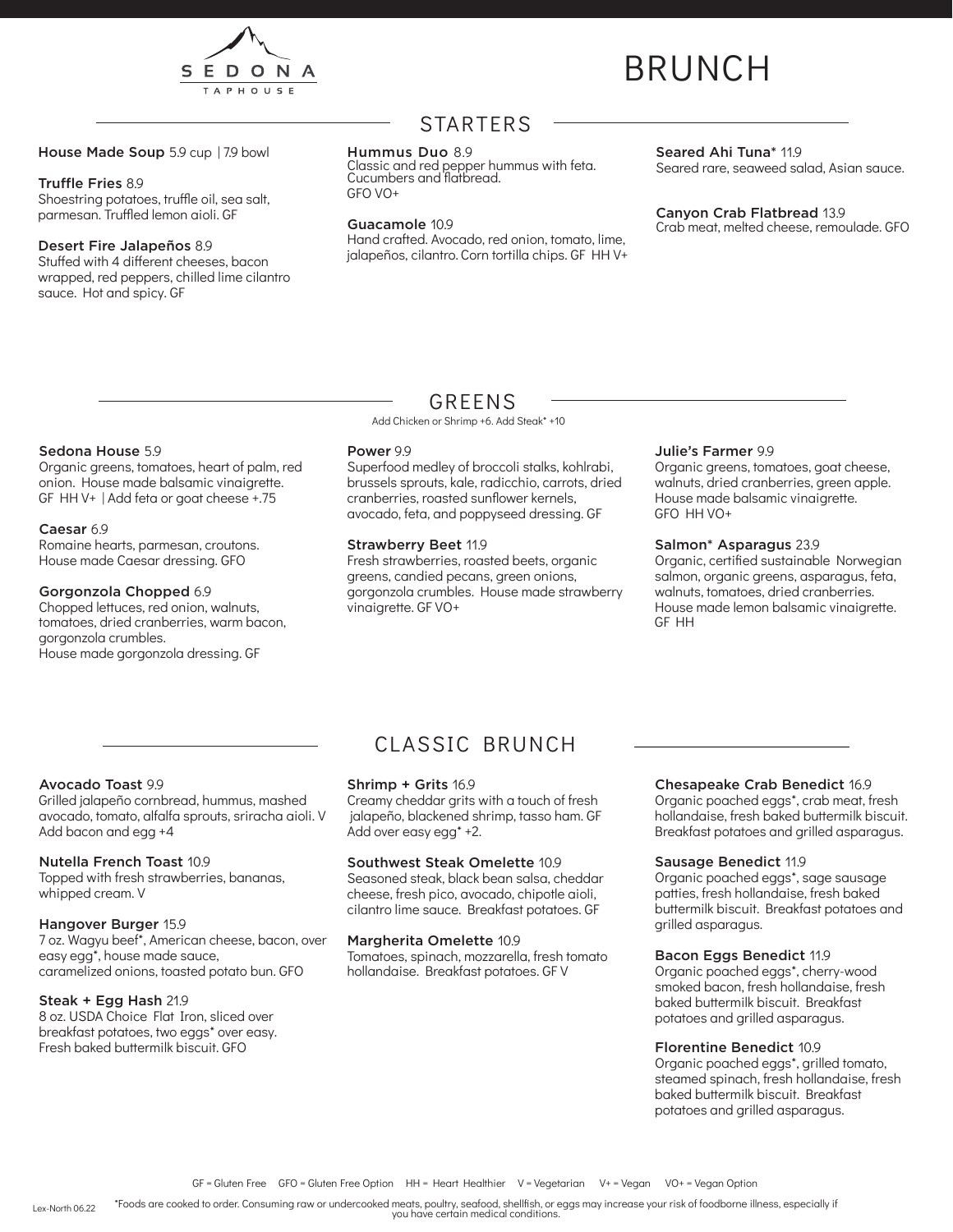SEDONA

TAPHOUSE

# BRUNCH

## STARTERS

**House Made Soup** 5.9 cup | 7.9 bowl

**Truffle Fries** 8.9
Shoestring potatoes, truffle oil, sea salt, parmesan. Truffled lemon aioli. GF

**Desert Fire Jalapeños** 8.9
Stuffed with 4 different cheeses, bacon wrapped, red peppers, chilled lime cilantro sauce. Hot and spicy. GF

**Hummus Duo** 8.9
Classic and red pepper hummus with feta. Cucumbers and flatbread.
GFO VO+

**Guacamole** 10.9
Hand crafted. Avocado, red onion, tomato, lime, jalapeños, cilantro. Corn tortilla chips. GF HH V+

**Seared Ahi Tuna*** 11.9
Seared rare, seaweed salad, Asian sauce.

**Canyon Crab Flatbread** 13.9
Crab meat, melted cheese, remoulade. GFO

## GREENS

Add Chicken or Shrimp +6. Add Steak* +10

**Sedona House** 5.9
Organic greens, tomatoes, heart of palm, red onion. House made balsamic vinaigrette.
GF HH V+ | Add feta or goat cheese +.75

**Caesar** 6.9
Romaine hearts, parmesan, croutons. House made Caesar dressing. GFO

**Gorgonzola Chopped** 6.9
Chopped lettuces, red onion, walnuts, tomatoes, dried cranberries, warm bacon, gorgonzola crumbles.
House made gorgonzola dressing. GF

**Power** 9.9
Superfood medley of broccoli stalks, kohlrabi, brussels sprouts, kale, radicchio, carrots, dried cranberries, roasted sunflower kernels, avocado, feta, and poppyseed dressing. GF

**Strawberry Beet** 11.9
Fresh strawberries, roasted beets, organic greens, candied pecans, green onions, gorgonzola crumbles. House made strawberry vinaigrette. GF VO+

**Julie's Farmer** 9.9
Organic greens, tomatoes, goat cheese, walnuts, dried cranberries, green apple. House made balsamic vinaigrette.
GFO HH VO+

**Salmon* Asparagus** 23.9
Organic, certified sustainable Norwegian salmon, organic greens, asparagus, feta, walnuts, tomatoes, dried cranberries. House made lemon balsamic vinaigrette.
GF HH

## CLASSIC BRUNCH

**Avocado Toast** 9.9
Grilled jalapeño cornbread, hummus, mashed avocado, tomato, alfalfa sprouts, sriracha aioli. V
Add bacon and egg +4

**Nutella French Toast** 10.9
Topped with fresh strawberries, bananas, whipped cream. V

**Hangover Burger** 15.9
7 oz. Wagyu beef*, American cheese, bacon, over easy egg*, house made sauce, caramelized onions, toasted potato bun. GFO

**Steak + Egg Hash** 21.9
8 oz. USDA Choice Flat Iron, sliced over breakfast potatoes, two eggs* over easy. Fresh baked buttermilk biscuit. GFO

**Shrimp + Grits** 16.9
Creamy cheddar grits with a touch of fresh jalapeño, blackened shrimp, tasso ham. GF
Add over easy egg* +2.

**Southwest Steak Omelette** 10.9
Seasoned steak, black bean salsa, cheddar cheese, fresh pico, avocado, chipotle aioli, cilantro lime sauce. Breakfast potatoes. GF

**Margherita Omelette** 10.9
Tomatoes, spinach, mozzarella, fresh tomato hollandaise. Breakfast potatoes. GF V

**Chesapeake Crab Benedict** 16.9
Organic poached eggs*, crab meat, fresh hollandaise, fresh baked buttermilk biscuit. Breakfast potatoes and grilled asparagus.

**Sausage Benedict** 11.9
Organic poached eggs*, sage sausage patties, fresh hollandaise, fresh baked buttermilk biscuit. Breakfast potatoes and grilled asparagus.

**Bacon Eggs Benedict** 11.9
Organic poached eggs*, cherry-wood smoked bacon, fresh hollandaise, fresh baked buttermilk biscuit. Breakfast potatoes and grilled asparagus.

**Florentine Benedict** 10.9
Organic poached eggs*, grilled tomato, steamed spinach, fresh hollandaise, fresh baked buttermilk biscuit. Breakfast potatoes and grilled asparagus.

GF = Gluten Free GFO = Gluten Free Option HH = Heart Healthier V = Vegetarian V+ = Vegan VO+ = Vegan Option

Lex-North 06.22

*Foods are cooked to order. Consuming raw or undercooked meats, poultry, seafood, shellfish, or eggs may increase your risk of foodborne illness, especially if you have certain medical conditions.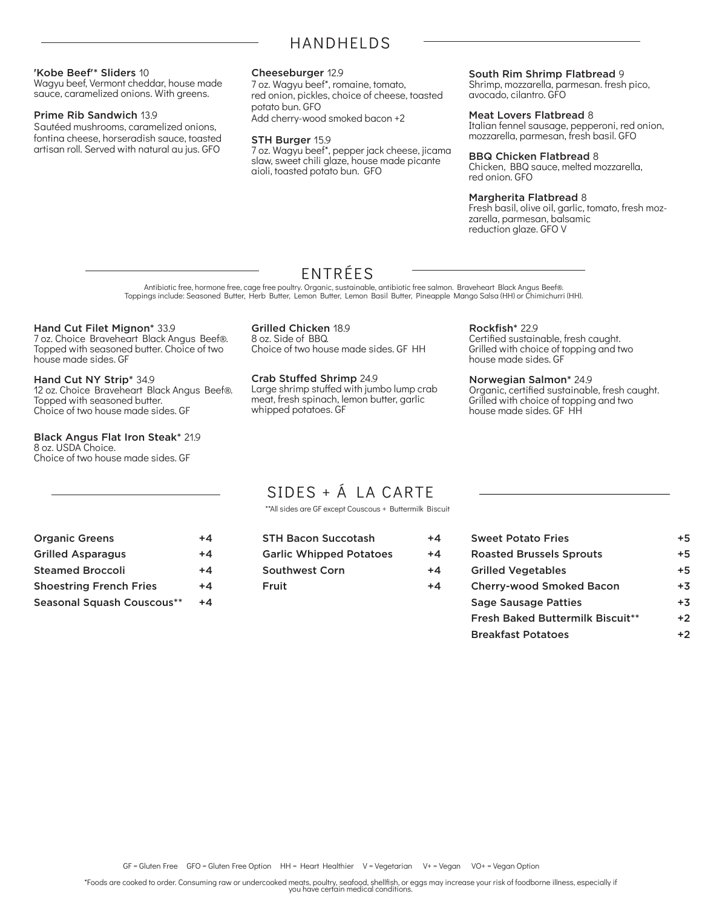## HANDHELDS

**'Kobe Beef'* Sliders** 10
Wagyu beef, Vermont cheddar, house made sauce, caramelized onions. With greens.

**Prime Rib Sandwich** 13.9
Sautéed mushrooms, caramelized onions, fontina cheese, horseradish sauce, toasted artisan roll. Served with natural au jus. GFO

**Cheeseburger** 12.9
7 oz. Wagyu beef*, romaine, tomato, red onion, pickles, choice of cheese, toasted potato bun. GFO
Add cherry-wood smoked bacon +2

**STH Burger** 15.9
7 oz. Wagyu beef*, pepper jack cheese, jicama slaw, sweet chili glaze, house made picante aioli, toasted potato bun. GFO

**South Rim Shrimp Flatbread** 9
Shrimp, mozzarella, parmesan. fresh pico, avocado, cilantro. GFO

**Meat Lovers Flatbread** 8
Italian fennel sausage, pepperoni, red onion, mozzarella, parmesan, fresh basil. GFO

**BBQ Chicken Flatbread** 8
Chicken, BBQ sauce, melted mozzarella, red onion. GFO

**Margherita Flatbread** 8
Fresh basil, olive oil, garlic, tomato, fresh mozzarella, parmesan, balsamic reduction glaze. GFO V

## ENTRÉES

Antibiotic free, hormone free, cage free poultry. Organic, sustainable, antibiotic free salmon. Braveheart Black Angus Beef®.
Toppings include: Seasoned Butter, Herb Butter, Lemon Butter, Lemon Basil Butter, Pineapple Mango Salsa (HH) or Chimichurri (HH).

**Hand Cut Filet Mignon*** 33.9
7 oz. Choice Braveheart Black Angus Beef®. Topped with seasoned butter. Choice of two house made sides. GF

**Hand Cut NY Strip*** 34.9
12 oz. Choice Braveheart Black Angus Beef®. Topped with seasoned butter. Choice of two house made sides. GF

**Black Angus Flat Iron Steak*** 21.9
8 oz. USDA Choice.
Choice of two house made sides. GF

**Grilled Chicken** 18.9
8 oz. Side of BBQ.
Choice of two house made sides. GF HH

**Crab Stuffed Shrimp** 24.9
Large shrimp stuffed with jumbo lump crab meat, fresh spinach, lemon butter, garlic whipped potatoes. GF

**Rockfish*** 22.9
Certified sustainable, fresh caught. Grilled with choice of topping and two house made sides. GF

**Norwegian Salmon*** 24.9
Organic, certified sustainable, fresh caught. Grilled with choice of topping and two house made sides. GF HH

## SIDES + Á LA CARTE

**All sides are GF except Couscous + Buttermilk Biscuit

| Item | Price |
|---|---|
| Organic Greens | +4 |
| Grilled Asparagus | +4 |
| Steamed Broccoli | +4 |
| Shoestring French Fries | +4 |
| Seasonal Squash Couscous** | +4 |
| STH Bacon Succotash | +4 |
| Garlic Whipped Potatoes | +4 |
| Southwest Corn | +4 |
| Fruit | +4 |
| Sweet Potato Fries | +5 |
| Roasted Brussels Sprouts | +5 |
| Grilled Vegetables | +5 |
| Cherry-wood Smoked Bacon | +3 |
| Sage Sausage Patties | +3 |
| Fresh Baked Buttermilk Biscuit** | +2 |
| Breakfast Potatoes | +2 |

GF = Gluten Free GFO = Gluten Free Option HH = Heart Healthier V = Vegetarian V+ = Vegan VO+ = Vegan Option

*Foods are cooked to order. Consuming raw or undercooked meats, poultry, seafood, shellfish, or eggs may increase your risk of foodborne illness, especially if you have certain medical conditions.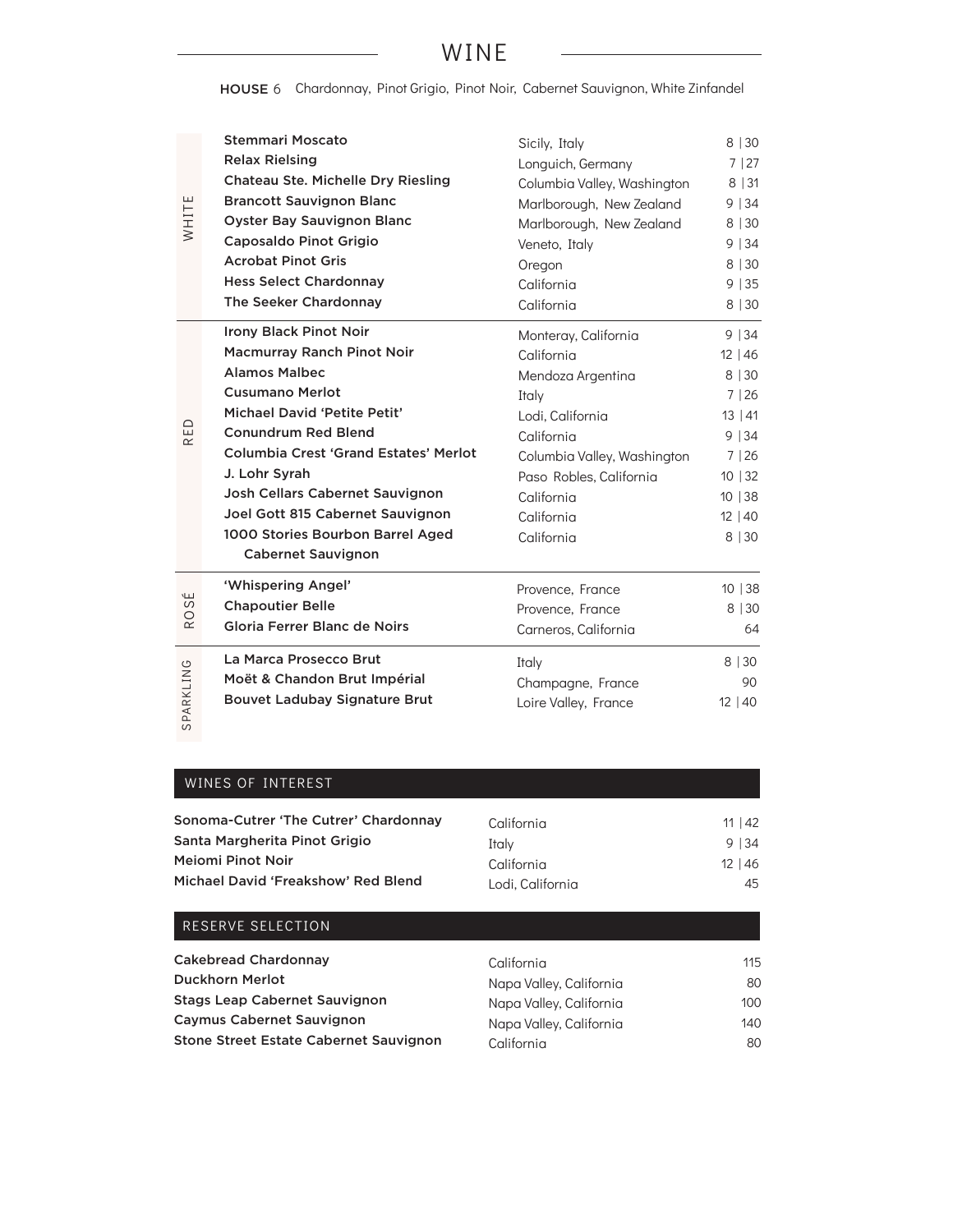# WINE

**HOUSE** 6 Chardonnay, Pinot Grigio, Pinot Noir, Cabernet Sauvignon, White Zinfandel

## WHITE

| Wine | Region | Price |
|---|---|---|
| **Stemmari Moscato** | Sicily, Italy | 8 \| 30 |
| **Relax Rielsing** | Longuich, Germany | 7 \| 27 |
| **Chateau Ste. Michelle Dry Riesling** | Columbia Valley, Washington | 8 \| 31 |
| **Brancott Sauvignon Blanc** | Marlborough, New Zealand | 9 \| 34 |
| **Oyster Bay Sauvignon Blanc** | Marlborough, New Zealand | 8 \| 30 |
| **Caposaldo Pinot Grigio** | Veneto, Italy | 9 \| 34 |
| **Acrobat Pinot Gris** | Oregon | 8 \| 30 |
| **Hess Select Chardonnay** | California | 9 \| 35 |
| **The Seeker Chardonnay** | California | 8 \| 30 |

## RED

| Wine | Region | Price |
|---|---|---|
| **Irony Black Pinot Noir** | Monteray, California | 9 \| 34 |
| **Macmurray Ranch Pinot Noir** | California | 12 \| 46 |
| **Alamos Malbec** | Mendoza Argentina | 8 \| 30 |
| **Cusumano Merlot** | Italy | 7 \| 26 |
| **Michael David 'Petite Petit'** | Lodi, California | 13 \| 41 |
| **Conundrum Red Blend** | California | 9 \| 34 |
| **Columbia Crest 'Grand Estates' Merlot** | Columbia Valley, Washington | 7 \| 26 |
| **J. Lohr Syrah** | Paso Robles, California | 10 \| 32 |
| **Josh Cellars Cabernet Sauvignon** | California | 10 \| 38 |
| **Joel Gott 815 Cabernet Sauvignon** | California | 12 \| 40 |
| **1000 Stories Bourbon Barrel Aged Cabernet Sauvignon** | California | 8 \| 30 |

## ROSÉ

| Wine | Region | Price |
|---|---|---|
| **'Whispering Angel'** | Provence, France | 10 \| 38 |
| **Chapoutier Belle** | Provence, France | 8 \| 30 |
| **Gloria Ferrer Blanc de Noirs** | Carneros, California | 64 |

## SPARKLING

| Wine | Region | Price |
|---|---|---|
| **La Marca Prosecco Brut** | Italy | 8 \| 30 |
| **Moët & Chandon Brut Impérial** | Champagne, France | 90 |
| **Bouvet Ladubay Signature Brut** | Loire Valley, France | 12 \| 40 |

## WINES OF INTEREST

| Wine | Region | Price |
|---|---|---|
| **Sonoma-Cutrer 'The Cutrer' Chardonnay** | California | 11 \| 42 |
| **Santa Margherita Pinot Grigio** | Italy | 9 \| 34 |
| **Meiomi Pinot Noir** | California | 12 \| 46 |
| **Michael David 'Freakshow' Red Blend** | Lodi, California | 45 |

## RESERVE SELECTION

| Wine | Region | Price |
|---|---|---|
| **Cakebread Chardonnay** | California | 115 |
| **Duckhorn Merlot** | Napa Valley, California | 80 |
| **Stags Leap Cabernet Sauvignon** | Napa Valley, California | 100 |
| **Caymus Cabernet Sauvignon** | Napa Valley, California | 140 |
| **Stone Street Estate Cabernet Sauvignon** | California | 80 |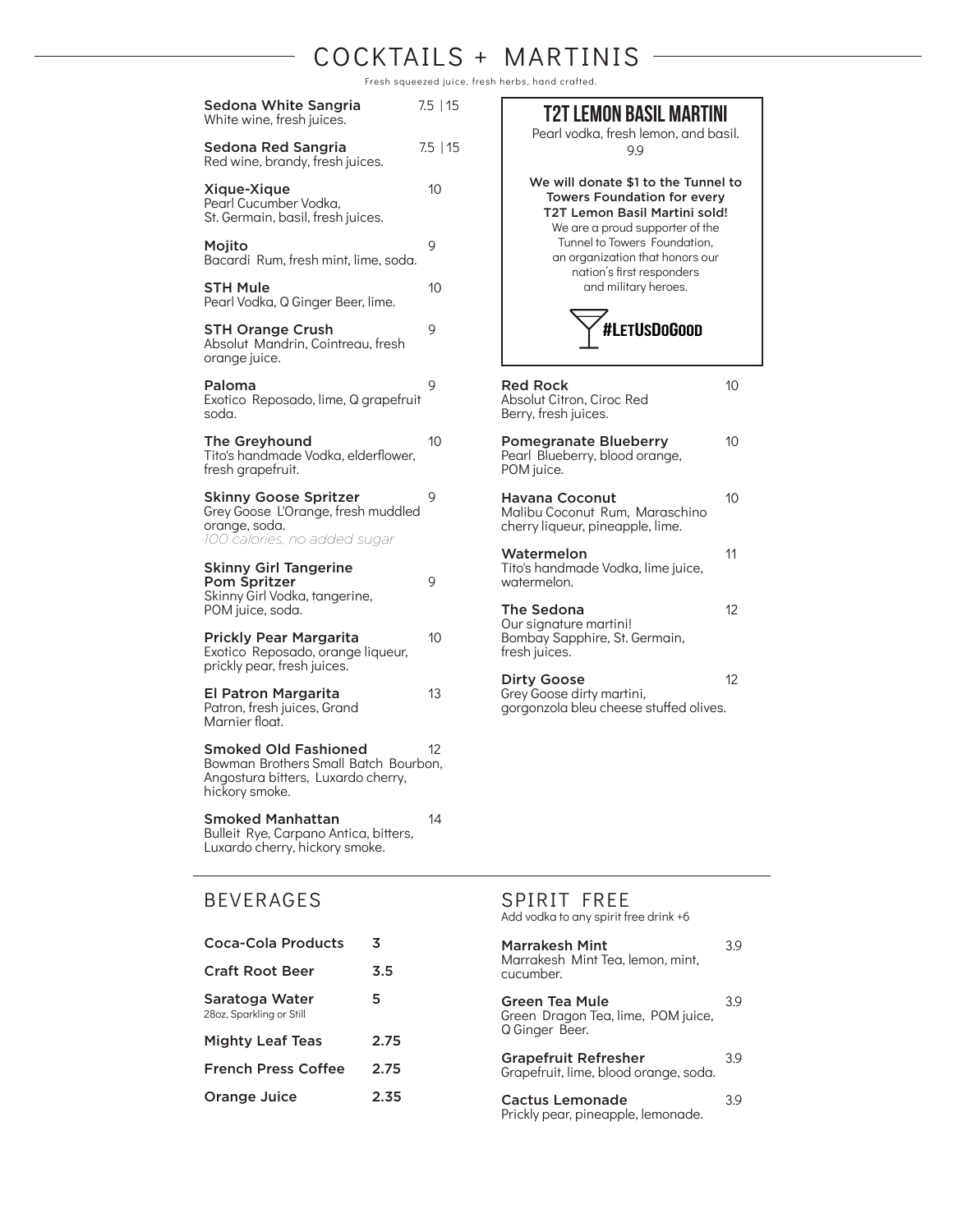# COCKTAILS + MARTINIS

Fresh squeezed juice, fresh herbs, hand crafted.

**Sedona White Sangria** 7.5 | 15
White wine, fresh juices.

**Sedona Red Sangria** 7.5 | 15
Red wine, brandy, fresh juices.

**Xique-Xique** 10
Pearl Cucumber Vodka, St. Germain, basil, fresh juices.

**Mojito** 9
Bacardi Rum, fresh mint, lime, soda.

**STH Mule** 10
Pearl Vodka, Q Ginger Beer, lime.

**STH Orange Crush** 9
Absolut Mandrin, Cointreau, fresh orange juice.

**Paloma** 9
Exotico Reposado, lime, Q grapefruit soda.

**The Greyhound** 10
Tito's handmade Vodka, elderflower, fresh grapefruit.

**Skinny Goose Spritzer** 9
Grey Goose L'Orange, fresh muddled orange, soda.
*100 calories, no added sugar*

**Skinny Girl Tangerine Pom Spritzer** 9
Skinny Girl Vodka, tangerine, POM juice, soda.

**Prickly Pear Margarita** 10
Exotico Reposado, orange liqueur, prickly pear, fresh juices.

**El Patron Margarita** 13
Patron, fresh juices, Grand Marnier float.

**Smoked Old Fashioned** 12
Bowman Brothers Small Batch Bourbon, Angostura bitters, Luxardo cherry, hickory smoke.

**Smoked Manhattan** 14
Bulleit Rye, Carpano Antica, bitters, Luxardo cherry, hickory smoke.

## T2T LEMON BASIL MARTINI

Pearl vodka, fresh lemon, and basil.
9.9

**We will donate $1 to the Tunnel to Towers Foundation for every T2T Lemon Basil Martini sold!**
We are a proud supporter of the Tunnel to Towers Foundation, an organization that honors our nation's first responders and military heroes.

**#LetUsDoGood**

**Red Rock** 10
Absolut Citron, Ciroc Red Berry, fresh juices.

**Pomegranate Blueberry** 10
Pearl Blueberry, blood orange, POM juice.

**Havana Coconut** 10
Malibu Coconut Rum, Maraschino cherry liqueur, pineapple, lime.

**Watermelon** 11
Tito's handmade Vodka, lime juice, watermelon.

**The Sedona** 12
Our signature martini!
Bombay Sapphire, St. Germain, fresh juices.

**Dirty Goose** 12
Grey Goose dirty martini, gorgonzola bleu cheese stuffed olives.

## BEVERAGES

| | |
|---|---|
| **Coca-Cola Products** | 3 |
| **Craft Root Beer** | 3.5 |
| **Saratoga Water** 28oz, Sparkling or Still | 5 |
| **Mighty Leaf Teas** | 2.75 |
| **French Press Coffee** | 2.75 |
| **Orange Juice** | 2.35 |

## SPIRIT FREE

Add vodka to any spirit free drink +6

**Marrakesh Mint** 3.9
Marrakesh Mint Tea, lemon, mint, cucumber.

**Green Tea Mule** 3.9
Green Dragon Tea, lime, POM juice, Q Ginger Beer.

**Grapefruit Refresher** 3.9
Grapefruit, lime, blood orange, soda.

**Cactus Lemonade** 3.9
Prickly pear, pineapple, lemonade.